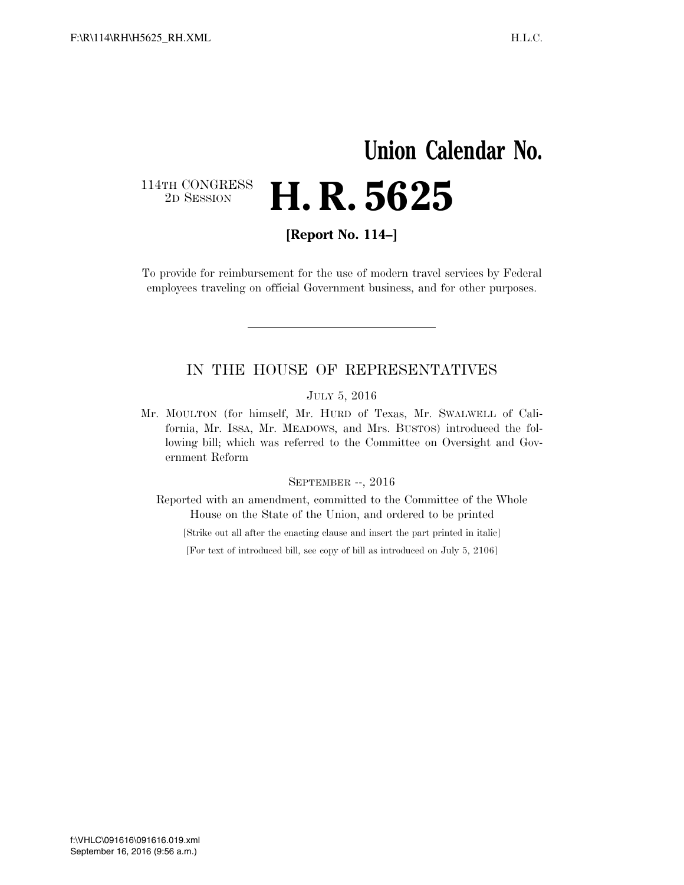# Union Calendar No.

114TH CONGRESS
2D SESSION

# H. R. 5625

**[Report No. 114–]**

To provide for reimbursement for the use of modern travel services by Federal employees traveling on official Government business, and for other purposes.

---

## IN THE HOUSE OF REPRESENTATIVES

JULY 5, 2016

Mr. MOULTON (for himself, Mr. HURD of Texas, Mr. SWALWELL of California, Mr. ISSA, Mr. MEADOWS, and Mrs. BUSTOS) introduced the following bill; which was referred to the Committee on Oversight and Government Reform

SEPTEMBER --, 2016

Reported with an amendment, committed to the Committee of the Whole House on the State of the Union, and ordered to be printed

[Strike out all after the enacting clause and insert the part printed in italic]

[For text of introduced bill, see copy of bill as introduced on July 5, 2106]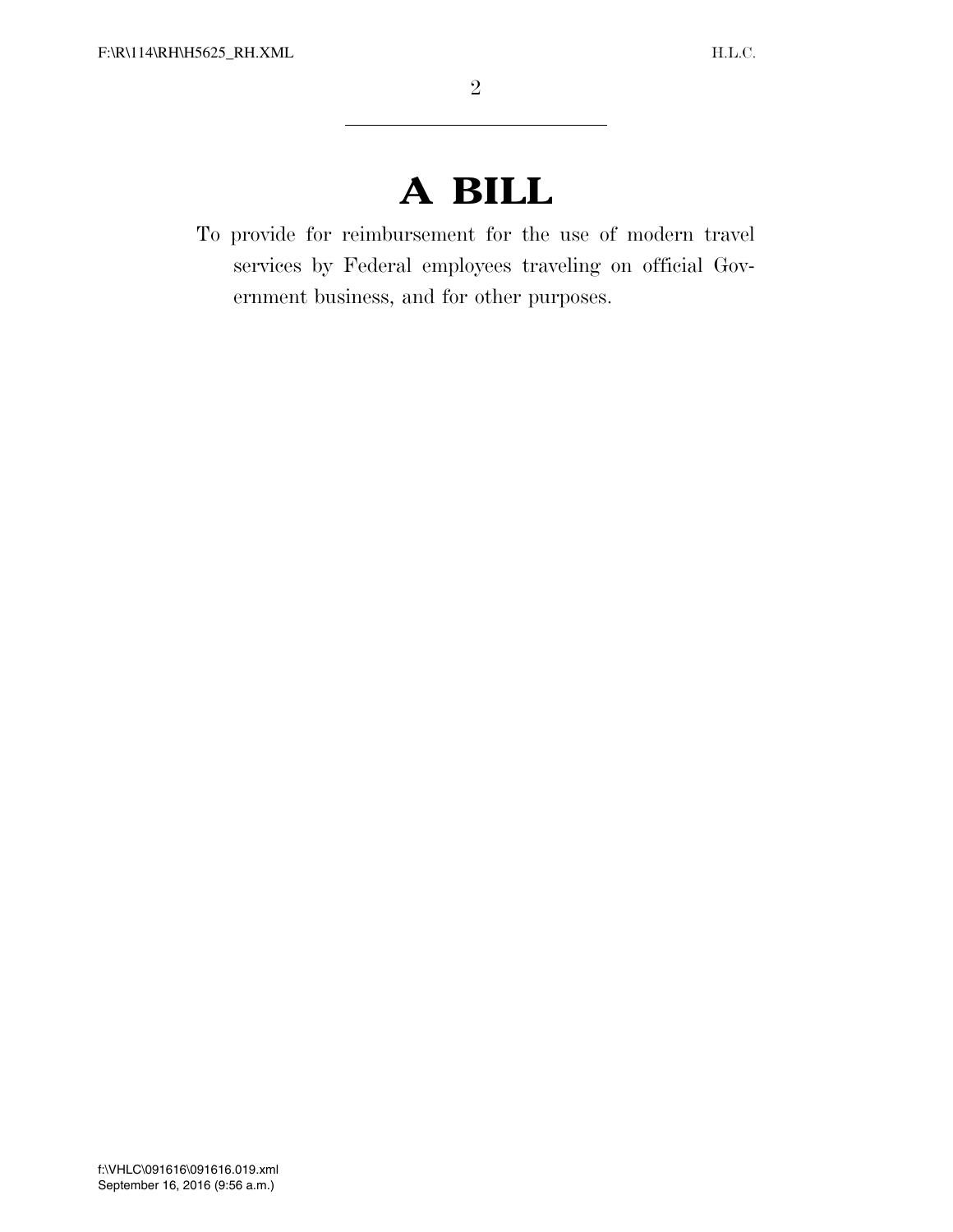# A BILL

To provide for reimbursement for the use of modern travel services by Federal employees traveling on official Government business, and for other purposes.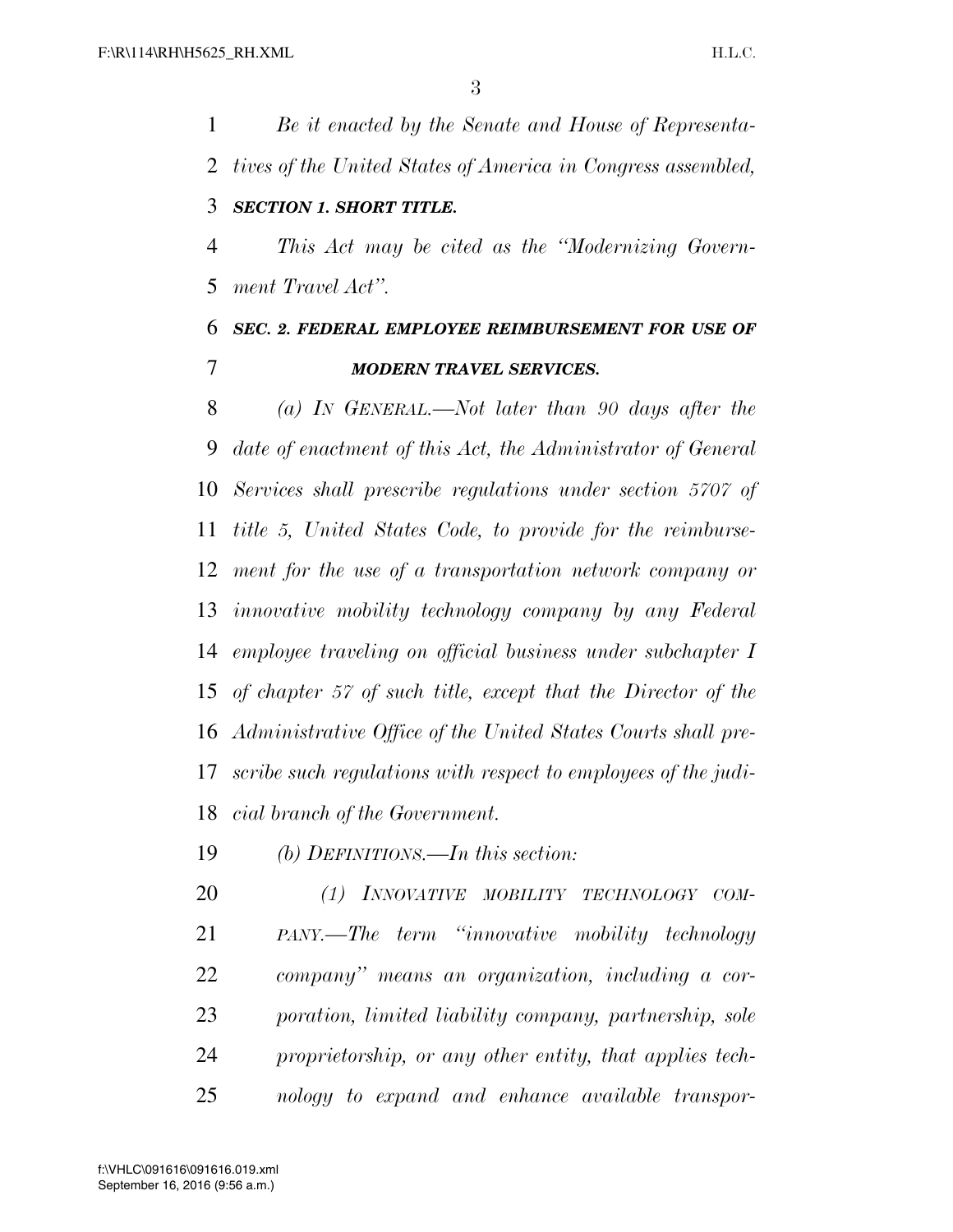*Be it enacted by the Senate and House of Representatives of the United States of America in Congress assembled,*

***SECTION 1. SHORT TITLE.***

*This Act may be cited as the "Modernizing Government Travel Act".*

***SEC. 2. FEDERAL EMPLOYEE REIMBURSEMENT FOR USE OF MODERN TRAVEL SERVICES.***

*(a) IN GENERAL.—Not later than 90 days after the date of enactment of this Act, the Administrator of General Services shall prescribe regulations under section 5707 of title 5, United States Code, to provide for the reimbursement for the use of a transportation network company or innovative mobility technology company by any Federal employee traveling on official business under subchapter I of chapter 57 of such title, except that the Director of the Administrative Office of the United States Courts shall prescribe such regulations with respect to employees of the judicial branch of the Government.*

*(b) DEFINITIONS.—In this section:*

*(1) INNOVATIVE MOBILITY TECHNOLOGY COMPANY.—The term "innovative mobility technology company" means an organization, including a corporation, limited liability company, partnership, sole proprietorship, or any other entity, that applies technology to expand and enhance available transpor-*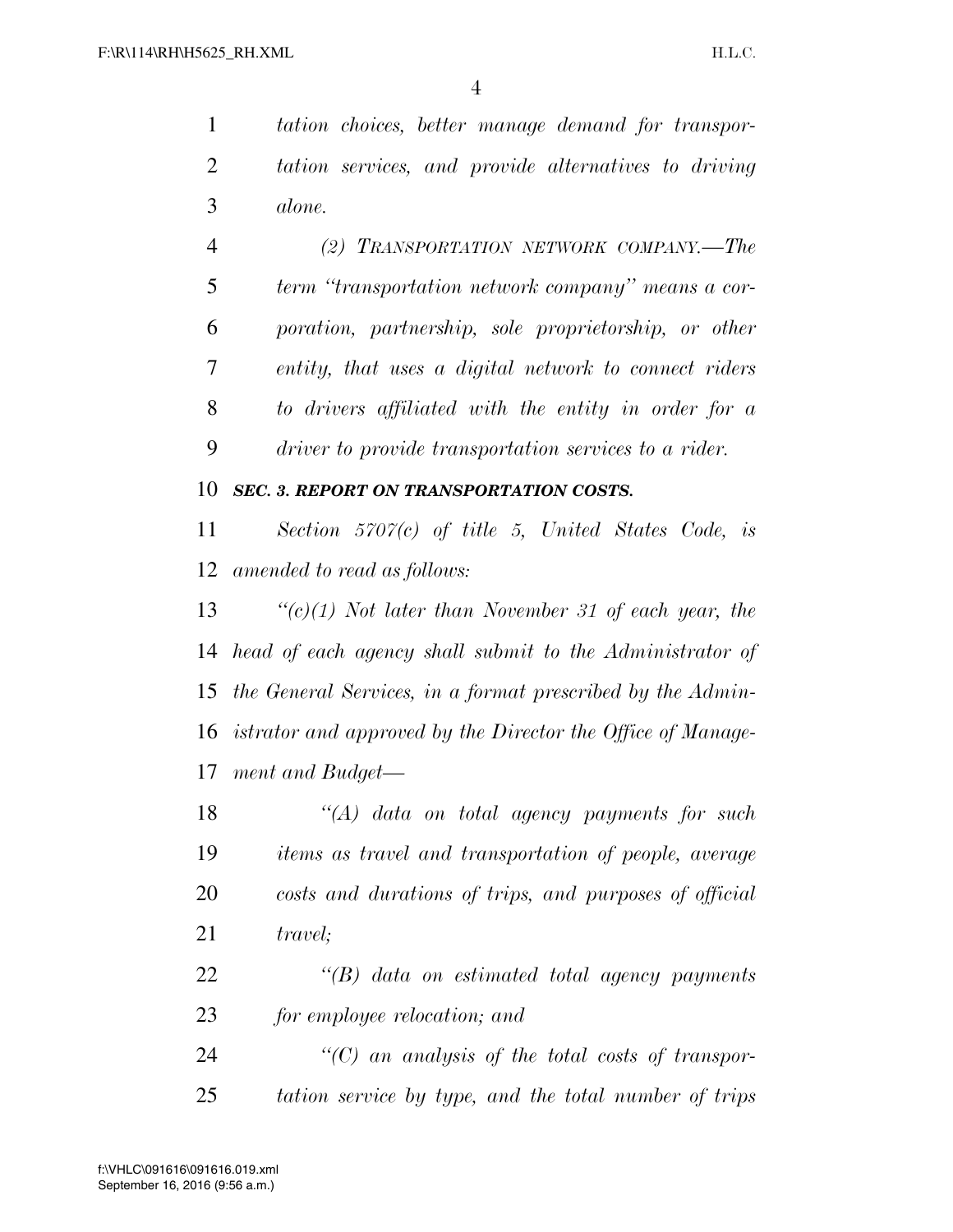*tation choices, better manage demand for transportation services, and provide alternatives to driving alone.*

*(2) TRANSPORTATION NETWORK COMPANY.—The term "transportation network company" means a corporation, partnership, sole proprietorship, or other entity, that uses a digital network to connect riders to drivers affiliated with the entity in order for a driver to provide transportation services to a rider.*

***SEC. 3. REPORT ON TRANSPORTATION COSTS.***

*Section 5707(c) of title 5, United States Code, is amended to read as follows:*

*"(c)(1) Not later than November 31 of each year, the head of each agency shall submit to the Administrator of the General Services, in a format prescribed by the Administrator and approved by the Director the Office of Management and Budget—*

*"(A) data on total agency payments for such items as travel and transportation of people, average costs and durations of trips, and purposes of official travel;*

*"(B) data on estimated total agency payments for employee relocation; and*

*"(C) an analysis of the total costs of transportation service by type, and the total number of trips*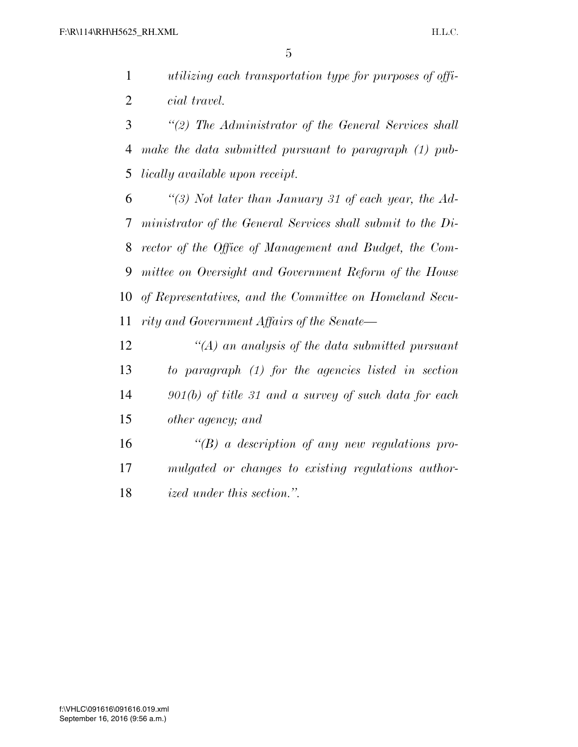*utilizing each transportation type for purposes of official travel.*

*"(2) The Administrator of the General Services shall make the data submitted pursuant to paragraph (1) publically available upon receipt.*

*"(3) Not later than January 31 of each year, the Administrator of the General Services shall submit to the Director of the Office of Management and Budget, the Committee on Oversight and Government Reform of the House of Representatives, and the Committee on Homeland Security and Government Affairs of the Senate—*

*"(A) an analysis of the data submitted pursuant to paragraph (1) for the agencies listed in section 901(b) of title 31 and a survey of such data for each other agency; and*

*"(B) a description of any new regulations promulgated or changes to existing regulations authorized under this section.".*